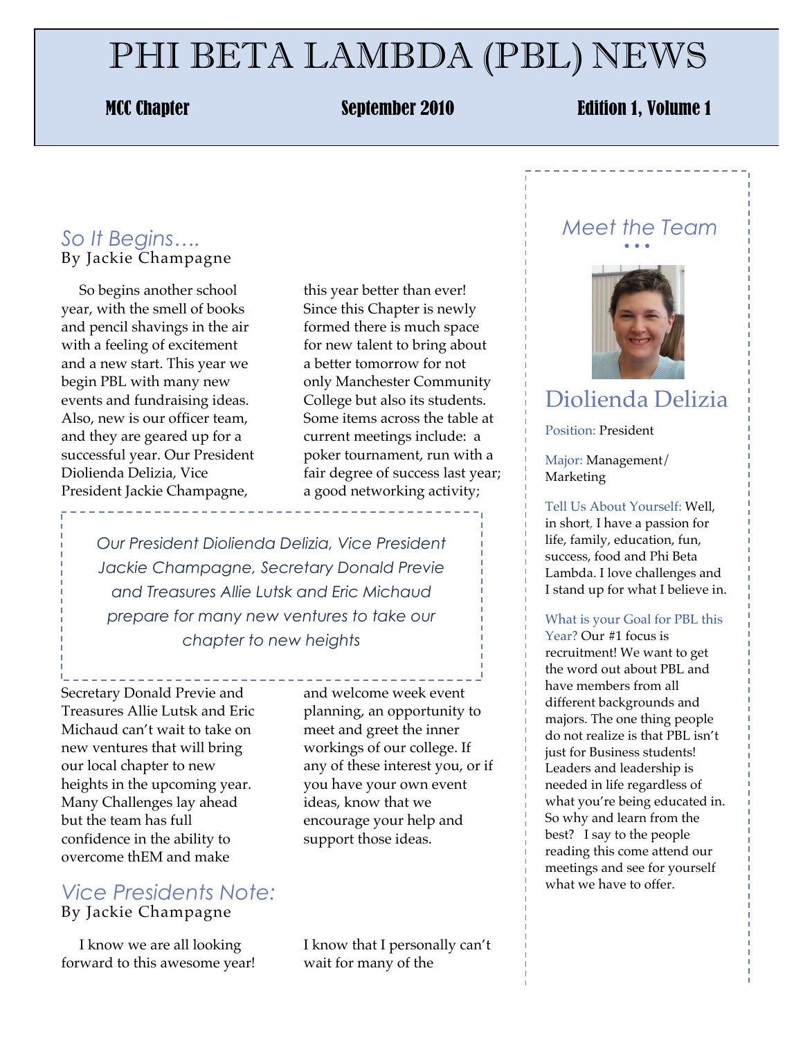# PHI BETA LAMBDA (PBL) NEWS

**MCC Chapter** | **September 2010** | **Edition 1, Volume 1**

## *So It Begins….*

By Jackie Champagne

So begins another school year, with the smell of books and pencil shavings in the air with a feeling of excitement and a new start. This year we begin PBL with many new events and fundraising ideas. Also, new is our officer team, and they are geared up for a successful year. Our President Diolienda Delizia, Vice President Jackie Champagne, Secretary Donald Previe and Treasures Allie Lutsk and Eric Michaud can't wait to take on new ventures that will bring our local chapter to new heights in the upcoming year. Many Challenges lay ahead but the team has full confidence in the ability to overcome thEM and make this year better than ever! Since this Chapter is newly formed there is much space for new talent to bring about a better tomorrow for not only Manchester Community College but also its students. Some items across the table at current meetings include: a poker tournament, run with a fair degree of success last year; a good networking activity; and welcome week event planning, an opportunity to meet and greet the inner workings of our college. If any of these interest you, or if you have your own event ideas, know that we encourage your help and support those ideas.

> *Our President Diolienda Delizia, Vice President Jackie Champagne, Secretary Donald Previe and Treasures Allie Lutsk and Eric Michaud prepare for many new ventures to take our chapter to new heights*

## *Vice Presidents Note:*

By Jackie Champagne

I know we are all looking forward to this awesome year! I know that I personally can't wait for many of the

## *Meet the Team*

## Diolienda Delizia

Position: President

Major: Management/ Marketing

Tell Us About Yourself: Well, in short, I have a passion for life, family, education, fun, success, food and Phi Beta Lambda. I love challenges and I stand up for what I believe in.

What is your Goal for PBL this Year? Our #1 focus is recruitment! We want to get the word out about PBL and have members from all different backgrounds and majors. The one thing people do not realize is that PBL isn't just for Business students! Leaders and leadership is needed in life regardless of what you're being educated in. So why and learn from the best? I say to the people reading this come attend our meetings and see for yourself what we have to offer.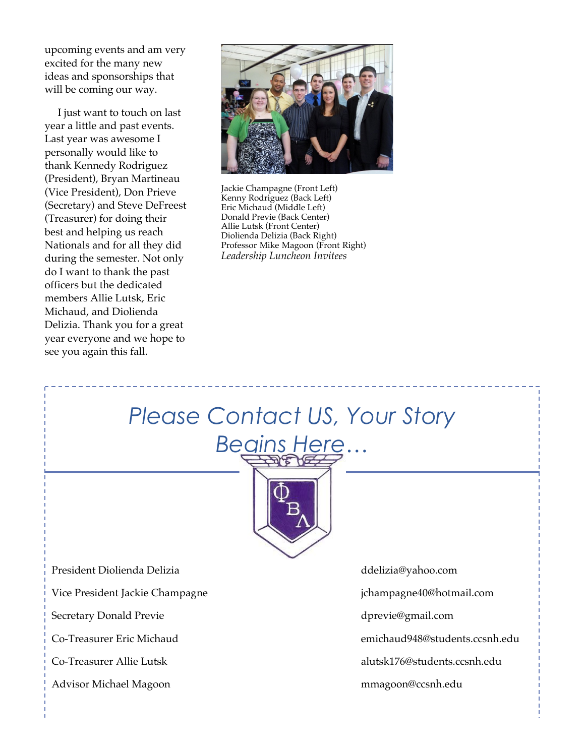upcoming events and am very excited for the many new ideas and sponsorships that will be coming our way.

I just want to touch on last year a little and past events. Last year was awesome I personally would like to thank Kennedy Rodriguez (President), Bryan Martineau (Vice President), Don Prieve (Secretary) and Steve DeFreest (Treasurer) for doing their best and helping us reach Nationals and for all they did during the semester. Not only do I want to thank the past officers but the dedicated members Allie Lutsk, Eric Michaud, and Diolienda Delizia. Thank you for a great year everyone and we hope to see you again this fall.

Jackie Champagne (Front Left)
Kenny Rodriguez (Back Left)
Eric Michaud (Middle Left)
Donald Previe (Back Center)
Allie Lutsk (Front Center)
Diolienda Delizia (Back Right)
Professor Mike Magoon (Front Right)
*Leadership Luncheon Invitees*

## *Please Contact US, Your Story Begins Here…*

| | |
|---|---|
| President Diolienda Delizia | ddelizia@yahoo.com |
| Vice President Jackie Champagne | jchampagne40@hotmail.com |
| Secretary Donald Previe | dprevie@gmail.com |
| Co-Treasurer Eric Michaud | emichaud948@students.ccsnh.edu |
| Co-Treasurer Allie Lutsk | alutsk176@students.ccsnh.edu |
| Advisor Michael Magoon | mmagoon@ccsnh.edu |